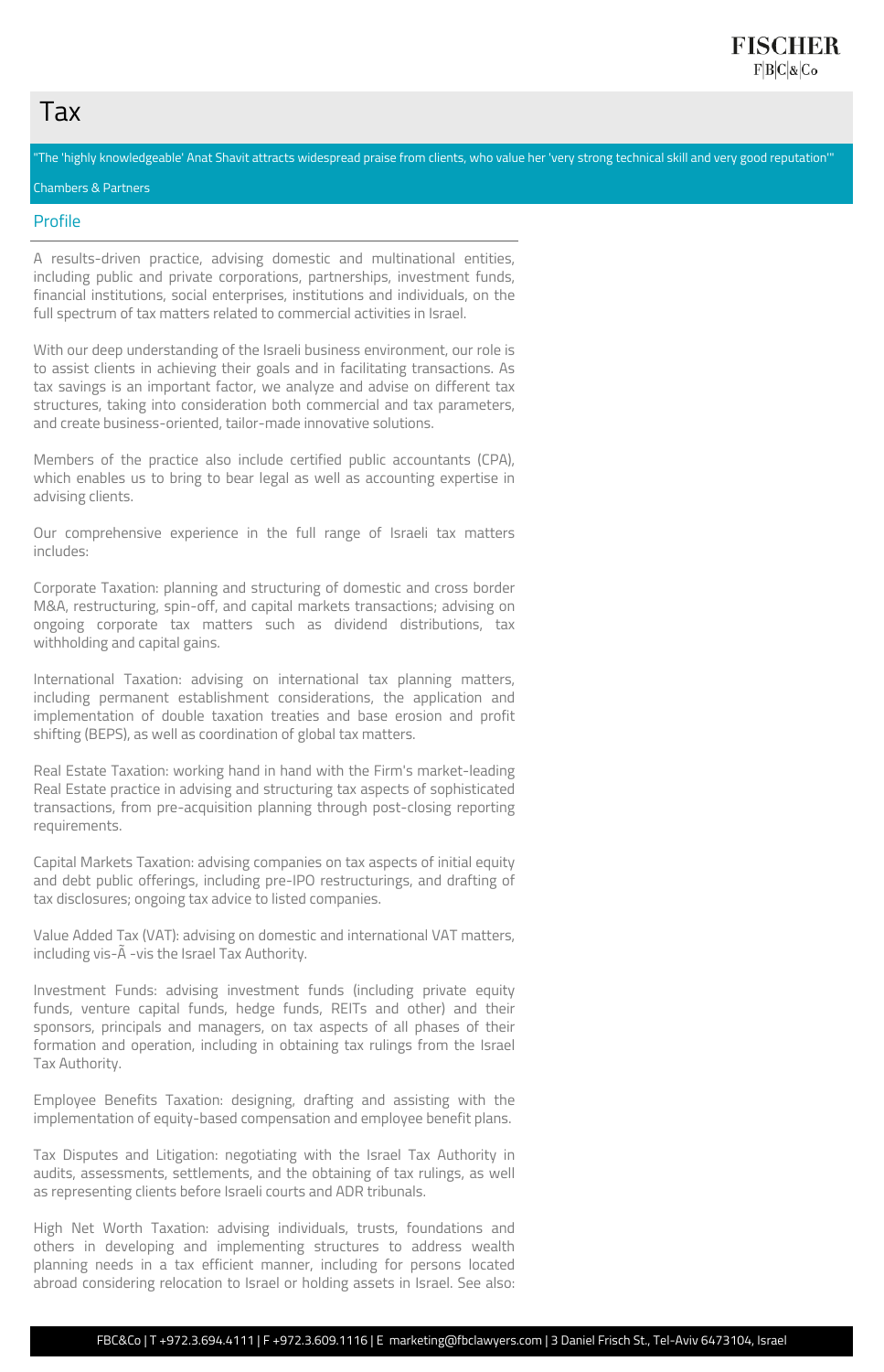# Tax

"The 'highly knowledgeable' Anat Shavit attracts widespread praise from clients, who value her 'very strong technical skill and very good reputation'"

Chambers & Partners

## Profile

A results-driven practice, advising domestic and multinational entities, including public and private corporations, partnerships, investment funds, financial institutions, social enterprises, institutions and individuals, on the full spectrum of tax matters related to commercial activities in Israel.

With our deep understanding of the Israeli business environment, our role is to assist clients in achieving their goals and in facilitating transactions. As tax savings is an important factor, we analyze and advise on different tax structures, taking into consideration both commercial and tax parameters, and create business-oriented, tailor-made innovative solutions.

Members of the practice also include certified public accountants (CPA), which enables us to bring to bear legal as well as accounting expertise in advising clients.

Our comprehensive experience in the full range of Israeli tax matters includes:

Corporate Taxation: planning and structuring of domestic and cross border M&A, restructuring, spin-off, and capital markets transactions; advising on ongoing corporate tax matters such as dividend distributions, tax withholding and capital gains.

International Taxation: advising on international tax planning matters, including permanent establishment considerations, the application and implementation of double taxation treaties and base erosion and profit shifting (BEPS), as well as coordination of global tax matters.

Real Estate Taxation: working hand in hand with the Firm's market-leading Real Estate practice in advising and structuring tax aspects of sophisticated transactions, from pre-acquisition planning through post-closing reporting requirements.

Capital Markets Taxation: advising companies on tax aspects of initial equity and debt public offerings, including pre-IPO restructurings, and drafting of tax disclosures; ongoing tax advice to listed companies.

Value Added Tax (VAT): advising on domestic and international VAT matters, including vis-Ã -vis the Israel Tax Authority.

Investment Funds: advising investment funds (including private equity funds, venture capital funds, hedge funds, REITs and other) and their sponsors, principals and managers, on tax aspects of all phases of their formation and operation, including in obtaining tax rulings from the Israel Tax Authority.

Employee Benefits Taxation: designing, drafting and assisting with the implementation of equity-based compensation and employee benefit plans.

Tax Disputes and Litigation: negotiating with the Israel Tax Authority in audits, assessments, settlements, and the obtaining of tax rulings, as well as representing clients before Israeli courts and ADR tribunals.

High Net Worth Taxation: advising individuals, trusts, foundations and others in developing and implementing structures to address wealth planning needs in a tax efficient manner, including for persons located abroad considering relocation to Israel or holding assets in Israel. See also: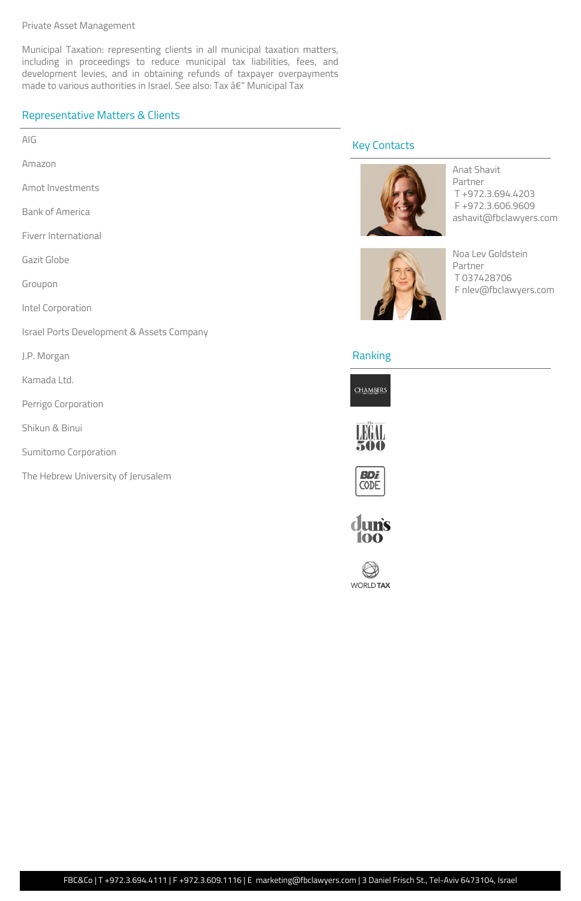Private Asset Management

Municipal Taxation: representing clients in all municipal taxation matters, including in proceedings to reduce municipal tax liabilities, fees, and development levies, and in obtaining refunds of taxpayer overpayments made to various authorities in Israel. See also: Tax â€" Municipal Tax

## Representative Matters & Clients

AIG

Amazon

Amot Investments

Bank of America

Fiverr International

Gazit Globe

Groupon

Intel Corporation

Israel Ports Development & Assets Company

J.P. Morgan

Kamada Ltd.

Perrigo Corporation

Shikun & Binui

Sumitomo Corporation

The Hebrew University of Jerusalem

## Key Contacts

Anat Shavit
Partner
T +972.3.694.4203
F +972.3.606.9609
ashavit@fbclawyers.com

Noa Lev Goldstein
Partner
T 037428706
F nlev@fbclawyers.com

## Ranking

FBC&Co | T +972.3.694.4111 | F +972.3.609.1116 | E marketing@fbclawyers.com | 3 Daniel Frisch St., Tel-Aviv 6473104, Israel